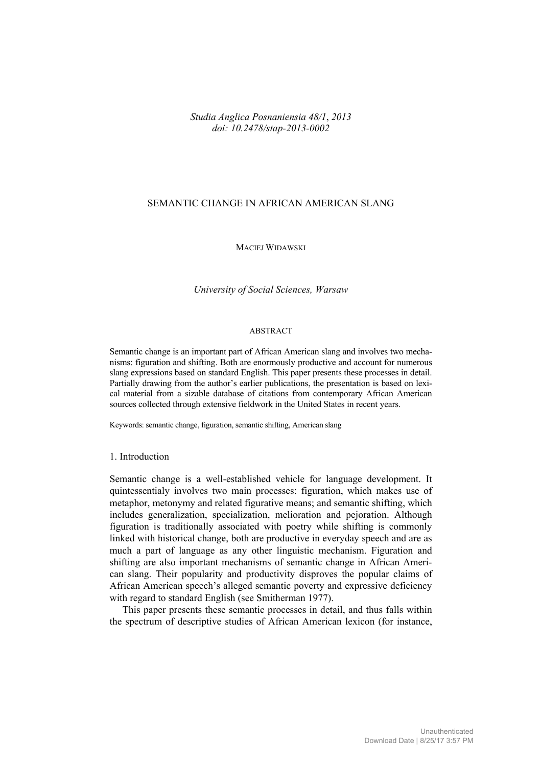*Studia Anglica Posnaniensia 48/1*, 2013
*doi: 10.2478/stap-2013-0002*

# SEMANTIC CHANGE IN AFRICAN AMERICAN SLANG

MACIEJ WIDAWSKI

*University of Social Sciences, Warsaw*

ABSTRACT

Semantic change is an important part of African American slang and involves two mechanisms: figuration and shifting. Both are enormously productive and account for numerous slang expressions based on standard English. This paper presents these processes in detail. Partially drawing from the author's earlier publications, the presentation is based on lexical material from a sizable database of citations from contemporary African American sources collected through extensive fieldwork in the United States in recent years.

Keywords: semantic change, figuration, semantic shifting, American slang

## 1. Introduction

Semantic change is a well-established vehicle for language development. It quintessentialy involves two main processes: figuration, which makes use of metaphor, metonymy and related figurative means; and semantic shifting, which includes generalization, specialization, melioration and pejoration. Although figuration is traditionally associated with poetry while shifting is commonly linked with historical change, both are productive in everyday speech and are as much a part of language as any other linguistic mechanism. Figuration and shifting are also important mechanisms of semantic change in African American slang. Their popularity and productivity disproves the popular claims of African American speech's alleged semantic poverty and expressive deficiency with regard to standard English (see Smitherman 1977).

This paper presents these semantic processes in detail, and thus falls within the spectrum of descriptive studies of African American lexicon (for instance,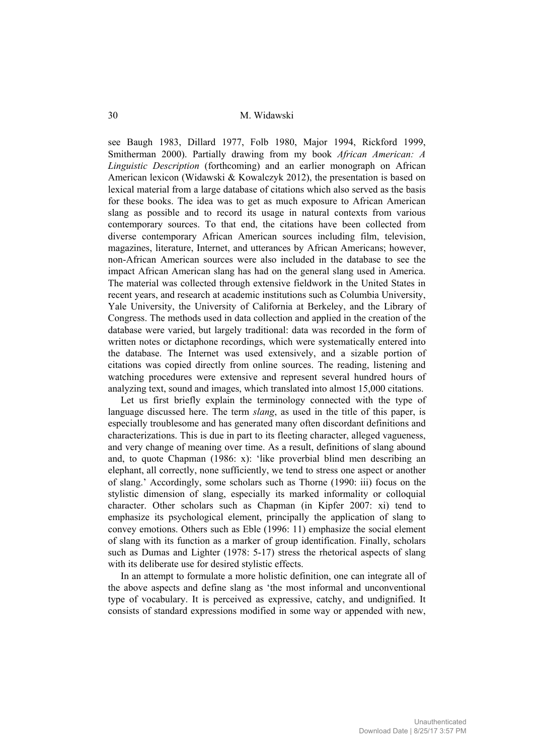see Baugh 1983, Dillard 1977, Folb 1980, Major 1994, Rickford 1999, Smitherman 2000). Partially drawing from my book *African American: A Linguistic Description* (forthcoming) and an earlier monograph on African American lexicon (Widawski & Kowalczyk 2012), the presentation is based on lexical material from a large database of citations which also served as the basis for these books. The idea was to get as much exposure to African American slang as possible and to record its usage in natural contexts from various contemporary sources. To that end, the citations have been collected from diverse contemporary African American sources including film, television, magazines, literature, Internet, and utterances by African Americans; however, non-African American sources were also included in the database to see the impact African American slang has had on the general slang used in America. The material was collected through extensive fieldwork in the United States in recent years, and research at academic institutions such as Columbia University, Yale University, the University of California at Berkeley, and the Library of Congress. The methods used in data collection and applied in the creation of the database were varied, but largely traditional: data was recorded in the form of written notes or dictaphone recordings, which were systematically entered into the database. The Internet was used extensively, and a sizable portion of citations was copied directly from online sources. The reading, listening and watching procedures were extensive and represent several hundred hours of analyzing text, sound and images, which translated into almost 15,000 citations.

Let us first briefly explain the terminology connected with the type of language discussed here. The term *slang*, as used in the title of this paper, is especially troublesome and has generated many often discordant definitions and characterizations. This is due in part to its fleeting character, alleged vagueness, and very change of meaning over time. As a result, definitions of slang abound and, to quote Chapman (1986: x): 'like proverbial blind men describing an elephant, all correctly, none sufficiently, we tend to stress one aspect or another of slang.' Accordingly, some scholars such as Thorne (1990: iii) focus on the stylistic dimension of slang, especially its marked informality or colloquial character. Other scholars such as Chapman (in Kipfer 2007: xi) tend to emphasize its psychological element, principally the application of slang to convey emotions. Others such as Eble (1996: 11) emphasize the social element of slang with its function as a marker of group identification. Finally, scholars such as Dumas and Lighter (1978: 5-17) stress the rhetorical aspects of slang with its deliberate use for desired stylistic effects.

In an attempt to formulate a more holistic definition, one can integrate all of the above aspects and define slang as 'the most informal and unconventional type of vocabulary. It is perceived as expressive, catchy, and undignified. It consists of standard expressions modified in some way or appended with new,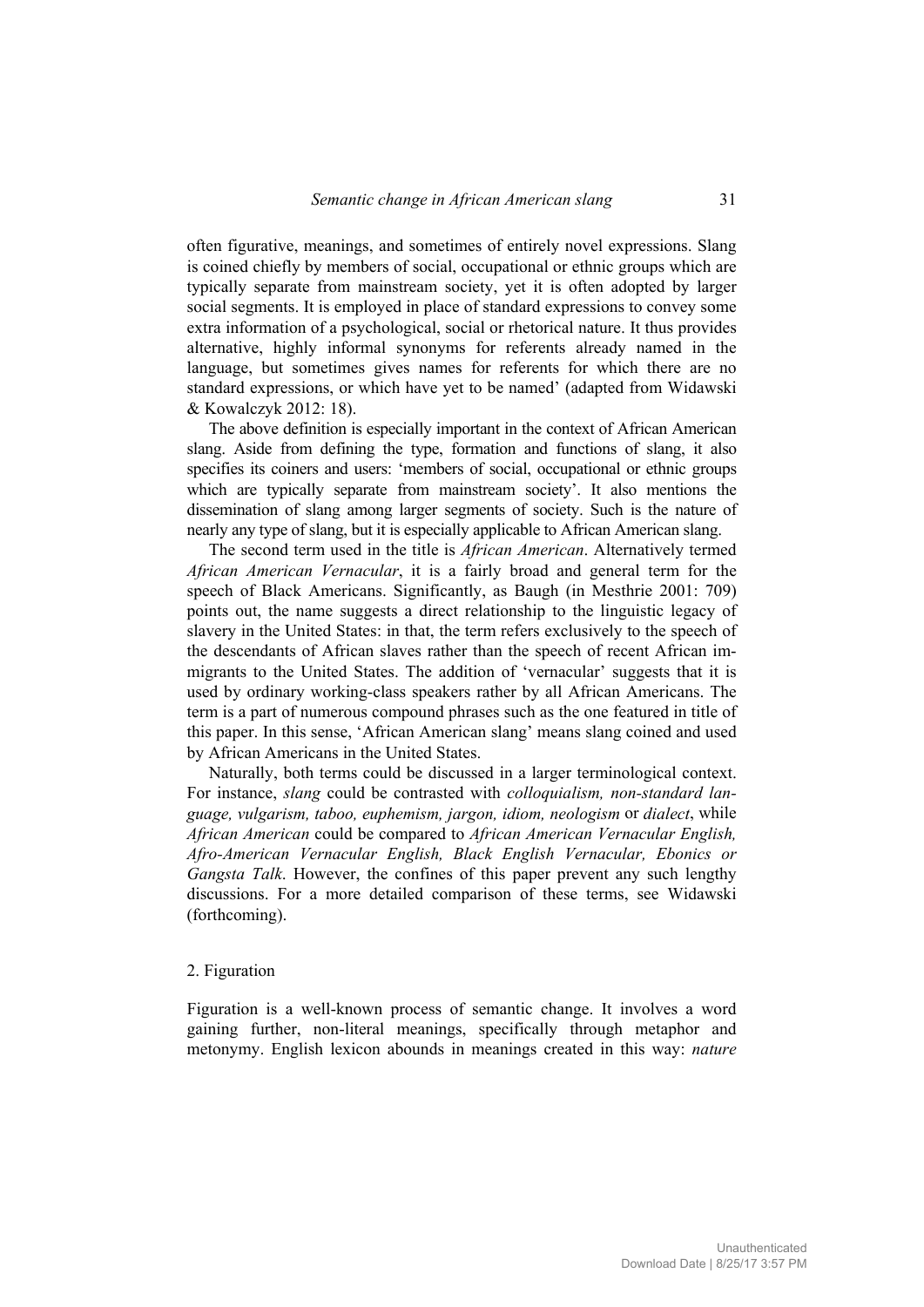often figurative, meanings, and sometimes of entirely novel expressions. Slang is coined chiefly by members of social, occupational or ethnic groups which are typically separate from mainstream society, yet it is often adopted by larger social segments. It is employed in place of standard expressions to convey some extra information of a psychological, social or rhetorical nature. It thus provides alternative, highly informal synonyms for referents already named in the language, but sometimes gives names for referents for which there are no standard expressions, or which have yet to be named' (adapted from Widawski & Kowalczyk 2012: 18).

The above definition is especially important in the context of African American slang. Aside from defining the type, formation and functions of slang, it also specifies its coiners and users: 'members of social, occupational or ethnic groups which are typically separate from mainstream society'. It also mentions the dissemination of slang among larger segments of society. Such is the nature of nearly any type of slang, but it is especially applicable to African American slang.

The second term used in the title is *African American*. Alternatively termed *African American Vernacular*, it is a fairly broad and general term for the speech of Black Americans. Significantly, as Baugh (in Mesthrie 2001: 709) points out, the name suggests a direct relationship to the linguistic legacy of slavery in the United States: in that, the term refers exclusively to the speech of the descendants of African slaves rather than the speech of recent African immigrants to the United States. The addition of 'vernacular' suggests that it is used by ordinary working-class speakers rather by all African Americans. The term is a part of numerous compound phrases such as the one featured in title of this paper. In this sense, 'African American slang' means slang coined and used by African Americans in the United States.

Naturally, both terms could be discussed in a larger terminological context. For instance, *slang* could be contrasted with *colloquialism, non-standard language, vulgarism, taboo, euphemism, jargon, idiom, neologism* or *dialect*, while *African American* could be compared to *African American Vernacular English, Afro-American Vernacular English, Black English Vernacular, Ebonics or Gangsta Talk*. However, the confines of this paper prevent any such lengthy discussions. For a more detailed comparison of these terms, see Widawski (forthcoming).

## 2. Figuration

Figuration is a well-known process of semantic change. It involves a word gaining further, non-literal meanings, specifically through metaphor and metonymy. English lexicon abounds in meanings created in this way: *nature*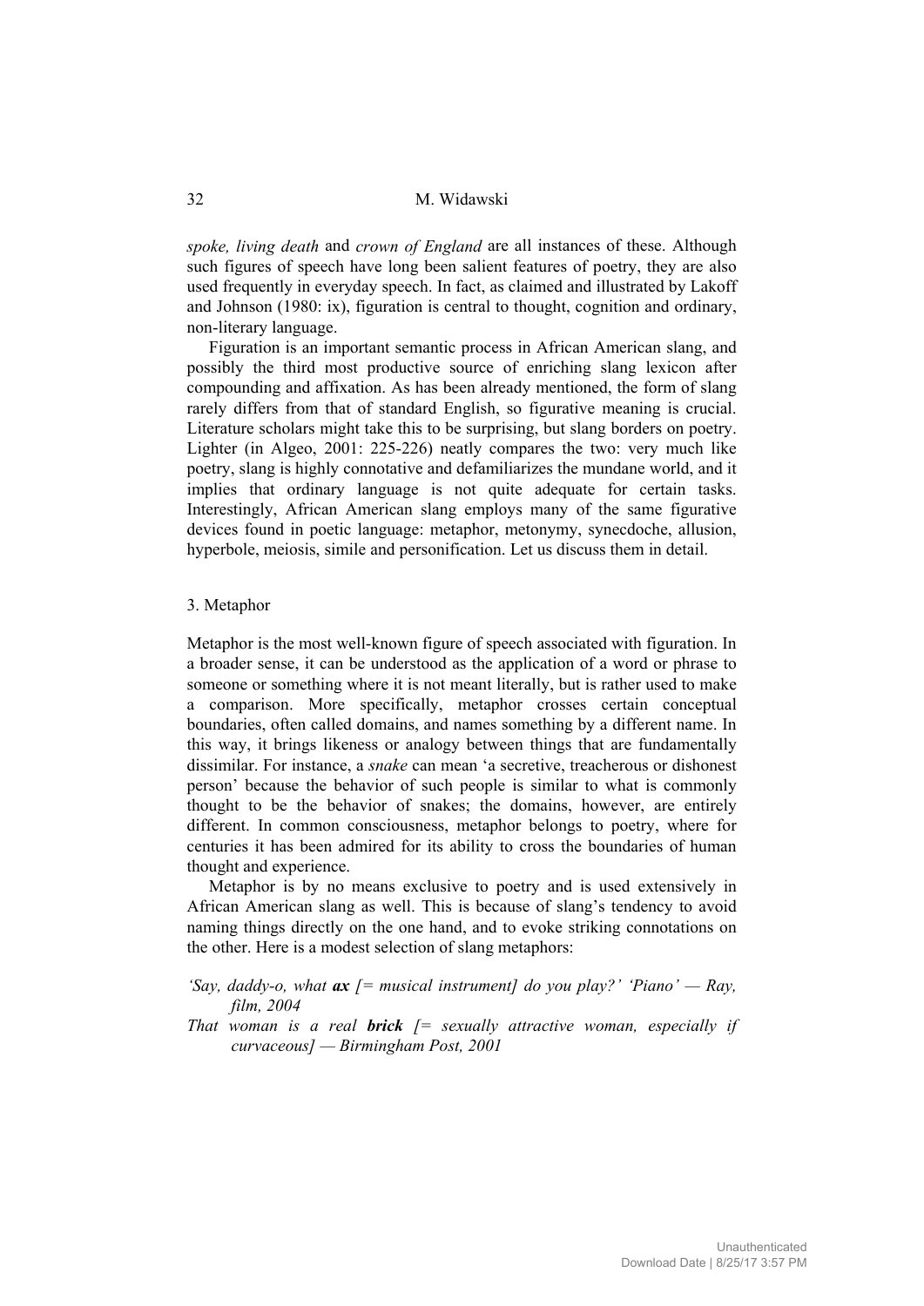*spoke, living death* and *crown of England* are all instances of these. Although such figures of speech have long been salient features of poetry, they are also used frequently in everyday speech. In fact, as claimed and illustrated by Lakoff and Johnson (1980: ix), figuration is central to thought, cognition and ordinary, non-literary language.

Figuration is an important semantic process in African American slang, and possibly the third most productive source of enriching slang lexicon after compounding and affixation. As has been already mentioned, the form of slang rarely differs from that of standard English, so figurative meaning is crucial. Literature scholars might take this to be surprising, but slang borders on poetry. Lighter (in Algeo, 2001: 225-226) neatly compares the two: very much like poetry, slang is highly connotative and defamiliarizes the mundane world, and it implies that ordinary language is not quite adequate for certain tasks. Interestingly, African American slang employs many of the same figurative devices found in poetic language: metaphor, metonymy, synecdoche, allusion, hyperbole, meiosis, simile and personification. Let us discuss them in detail.

## 3. Metaphor

Metaphor is the most well-known figure of speech associated with figuration. In a broader sense, it can be understood as the application of a word or phrase to someone or something where it is not meant literally, but is rather used to make a comparison. More specifically, metaphor crosses certain conceptual boundaries, often called domains, and names something by a different name. In this way, it brings likeness or analogy between things that are fundamentally dissimilar. For instance, a *snake* can mean 'a secretive, treacherous or dishonest person' because the behavior of such people is similar to what is commonly thought to be the behavior of snakes; the domains, however, are entirely different. In common consciousness, metaphor belongs to poetry, where for centuries it has been admired for its ability to cross the boundaries of human thought and experience.

Metaphor is by no means exclusive to poetry and is used extensively in African American slang as well. This is because of slang's tendency to avoid naming things directly on the one hand, and to evoke striking connotations on the other. Here is a modest selection of slang metaphors:

*'Say, daddy-o, what* ***ax*** *[= musical instrument] do you play?' 'Piano' — Ray, film, 2004*

*That woman is a real* ***brick*** *[= sexually attractive woman, especially if curvaceous] — Birmingham Post, 2001*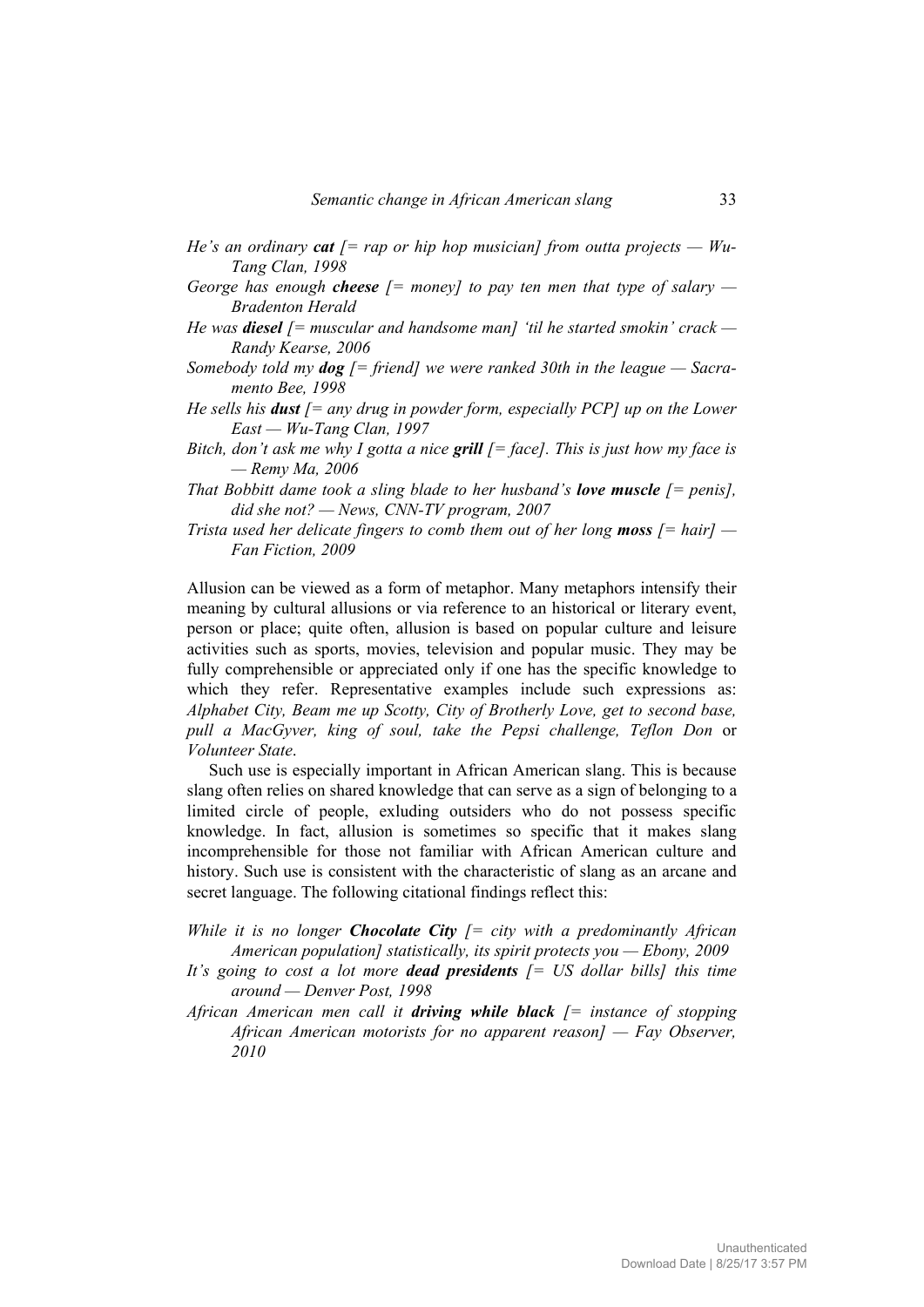*He's an ordinary* ***cat*** *[= rap or hip hop musician] from outta projects — Wu-Tang Clan, 1998*

*George has enough* ***cheese*** *[= money] to pay ten men that type of salary — Bradenton Herald*

*He was* ***diesel*** *[= muscular and handsome man] 'til he started smokin' crack — Randy Kearse, 2006*

*Somebody told my* ***dog*** *[= friend] we were ranked 30th in the league — Sacramento Bee, 1998*

*He sells his* ***dust*** *[= any drug in powder form, especially PCP] up on the Lower East — Wu-Tang Clan, 1997*

*Bitch, don't ask me why I gotta a nice* ***grill*** *[= face]. This is just how my face is — Remy Ma, 2006*

*That Bobbitt dame took a sling blade to her husband's* ***love muscle*** *[= penis], did she not? — News, CNN-TV program, 2007*

*Trista used her delicate fingers to comb them out of her long* ***moss*** *[= hair] — Fan Fiction, 2009*

Allusion can be viewed as a form of metaphor. Many metaphors intensify their meaning by cultural allusions or via reference to an historical or literary event, person or place; quite often, allusion is based on popular culture and leisure activities such as sports, movies, television and popular music. They may be fully comprehensible or appreciated only if one has the specific knowledge to which they refer. Representative examples include such expressions as: *Alphabet City, Beam me up Scotty, City of Brotherly Love, get to second base, pull a MacGyver, king of soul, take the Pepsi challenge, Teflon Don* or *Volunteer State*.

Such use is especially important in African American slang. This is because slang often relies on shared knowledge that can serve as a sign of belonging to a limited circle of people, exluding outsiders who do not possess specific knowledge. In fact, allusion is sometimes so specific that it makes slang incomprehensible for those not familiar with African American culture and history. Such use is consistent with the characteristic of slang as an arcane and secret language. The following citational findings reflect this:

*While it is no longer* ***Chocolate City*** *[= city with a predominantly African American population] statistically, its spirit protects you — Ebony, 2009*

*It's going to cost a lot more* ***dead presidents*** *[= US dollar bills] this time around — Denver Post, 1998*

*African American men call it* ***driving while black*** *[= instance of stopping African American motorists for no apparent reason] — Fay Observer, 2010*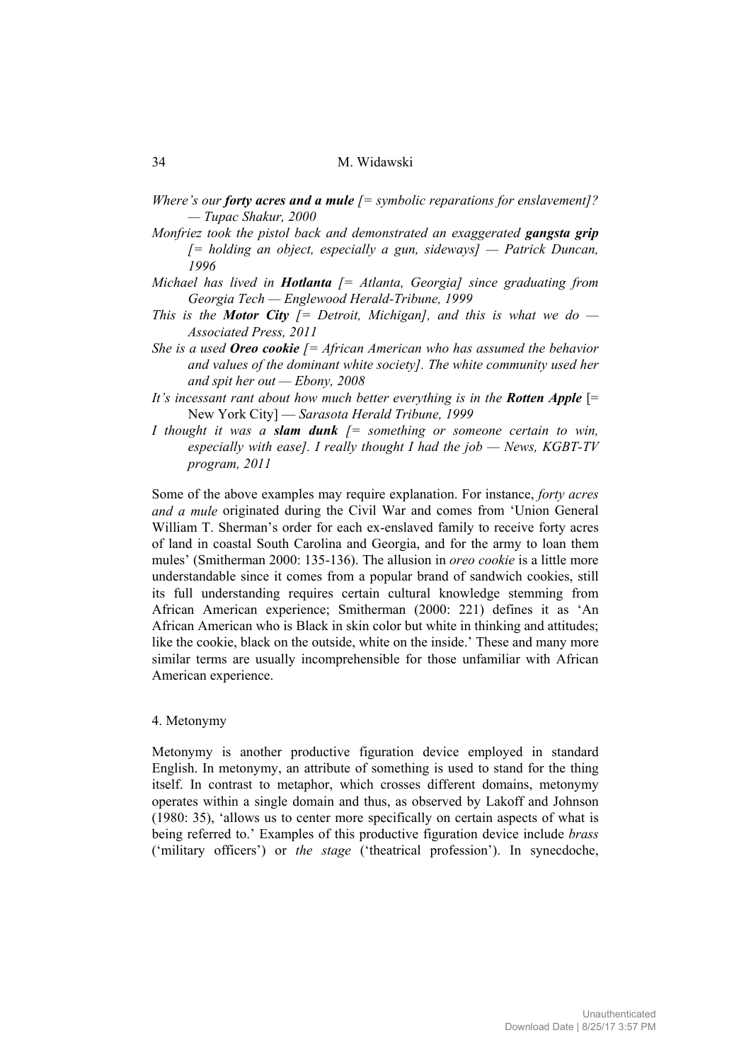*Where's our **forty acres and a mule** [= symbolic reparations for enslavement]? — Tupac Shakur, 2000*

*Monfriez took the pistol back and demonstrated an exaggerated **gangsta grip** [= holding an object, especially a gun, sideways] — Patrick Duncan, 1996*

*Michael has lived in **Hotlanta** [= Atlanta, Georgia] since graduating from Georgia Tech — Englewood Herald-Tribune, 1999*

*This is the **Motor City** [= Detroit, Michigan], and this is what we do — Associated Press, 2011*

*She is a used **Oreo cookie** [= African American who has assumed the behavior and values of the dominant white society]. The white community used her and spit her out — Ebony, 2008*

*It's incessant rant about how much better everything is in the **Rotten Apple*** [= New York City] — *Sarasota Herald Tribune, 1999*

*I thought it was a **slam dunk** [= something or someone certain to win, especially with ease]. I really thought I had the job — News, KGBT-TV program, 2011*

Some of the above examples may require explanation. For instance, *forty acres and a mule* originated during the Civil War and comes from 'Union General William T. Sherman's order for each ex-enslaved family to receive forty acres of land in coastal South Carolina and Georgia, and for the army to loan them mules' (Smitherman 2000: 135-136). The allusion in *oreo cookie* is a little more understandable since it comes from a popular brand of sandwich cookies, still its full understanding requires certain cultural knowledge stemming from African American experience; Smitherman (2000: 221) defines it as 'An African American who is Black in skin color but white in thinking and attitudes; like the cookie, black on the outside, white on the inside.' These and many more similar terms are usually incomprehensible for those unfamiliar with African American experience.

## 4. Metonymy

Metonymy is another productive figuration device employed in standard English. In metonymy, an attribute of something is used to stand for the thing itself. In contrast to metaphor, which crosses different domains, metonymy operates within a single domain and thus, as observed by Lakoff and Johnson (1980: 35), 'allows us to center more specifically on certain aspects of what is being referred to.' Examples of this productive figuration device include *brass* ('military officers') or *the stage* ('theatrical profession'). In synecdoche,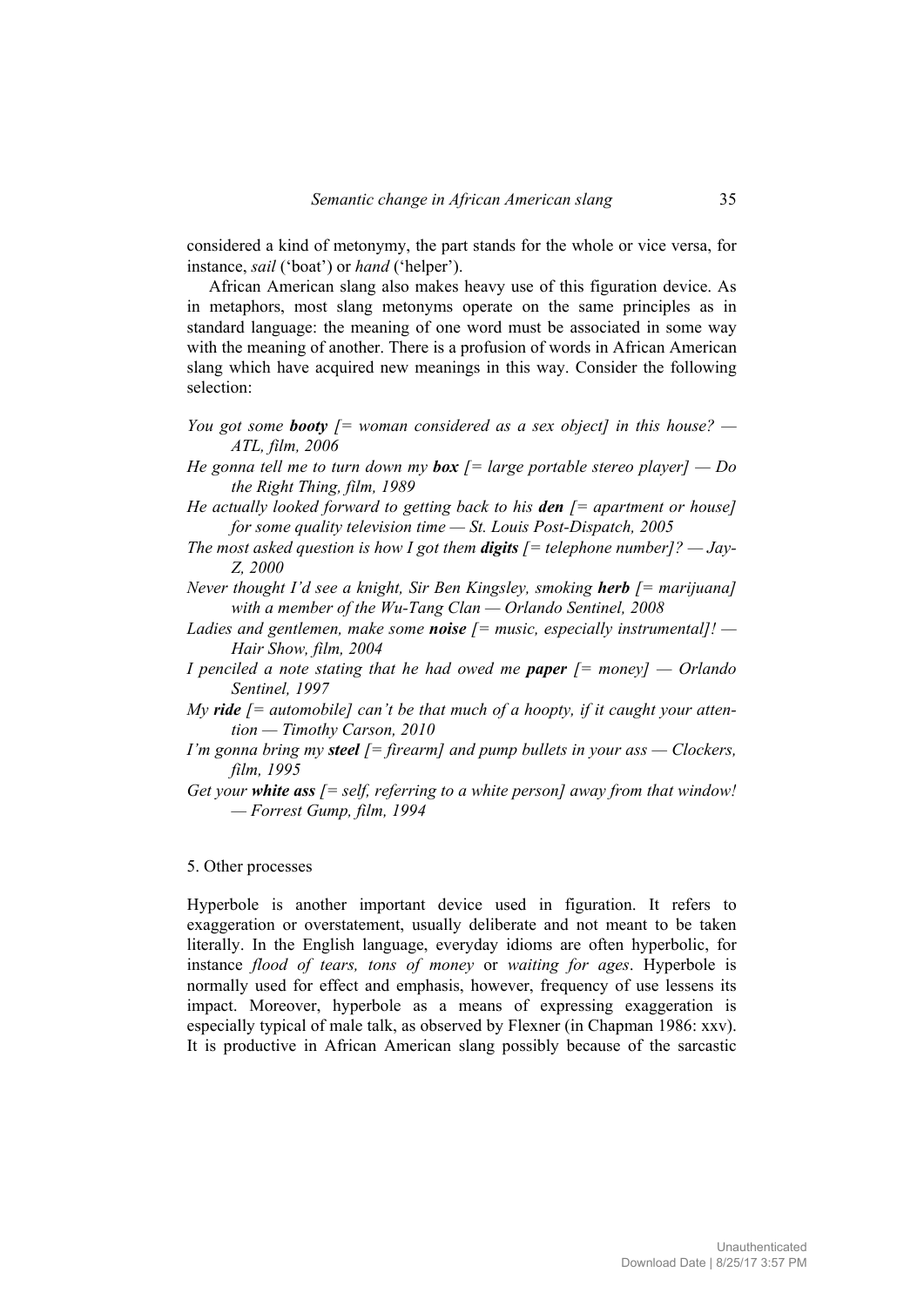considered a kind of metonymy, the part stands for the whole or vice versa, for instance, *sail* ('boat') or *hand* ('helper').

African American slang also makes heavy use of this figuration device. As in metaphors, most slang metonyms operate on the same principles as in standard language: the meaning of one word must be associated in some way with the meaning of another. There is a profusion of words in African American slang which have acquired new meanings in this way. Consider the following selection:

*You got some **booty** [= woman considered as a sex object] in this house? — ATL, film, 2006*

*He gonna tell me to turn down my **box** [= large portable stereo player] — Do the Right Thing, film, 1989*

*He actually looked forward to getting back to his **den** [= apartment or house] for some quality television time — St. Louis Post-Dispatch, 2005*

*The most asked question is how I got them **digits** [= telephone number]? — Jay-Z, 2000*

*Never thought I'd see a knight, Sir Ben Kingsley, smoking **herb** [= marijuana] with a member of the Wu-Tang Clan — Orlando Sentinel, 2008*

*Ladies and gentlemen, make some **noise** [= music, especially instrumental]! — Hair Show, film, 2004*

*I penciled a note stating that he had owed me **paper** [= money] — Orlando Sentinel, 1997*

*My **ride** [= automobile] can't be that much of a hoopty, if it caught your attention — Timothy Carson, 2010*

*I'm gonna bring my **steel** [= firearm] and pump bullets in your ass — Clockers, film, 1995*

*Get your **white ass** [= self, referring to a white person] away from that window! — Forrest Gump, film, 1994*

## 5. Other processes

Hyperbole is another important device used in figuration. It refers to exaggeration or overstatement, usually deliberate and not meant to be taken literally. In the English language, everyday idioms are often hyperbolic, for instance *flood of tears, tons of money* or *waiting for ages*. Hyperbole is normally used for effect and emphasis, however, frequency of use lessens its impact. Moreover, hyperbole as a means of expressing exaggeration is especially typical of male talk, as observed by Flexner (in Chapman 1986: xxv). It is productive in African American slang possibly because of the sarcastic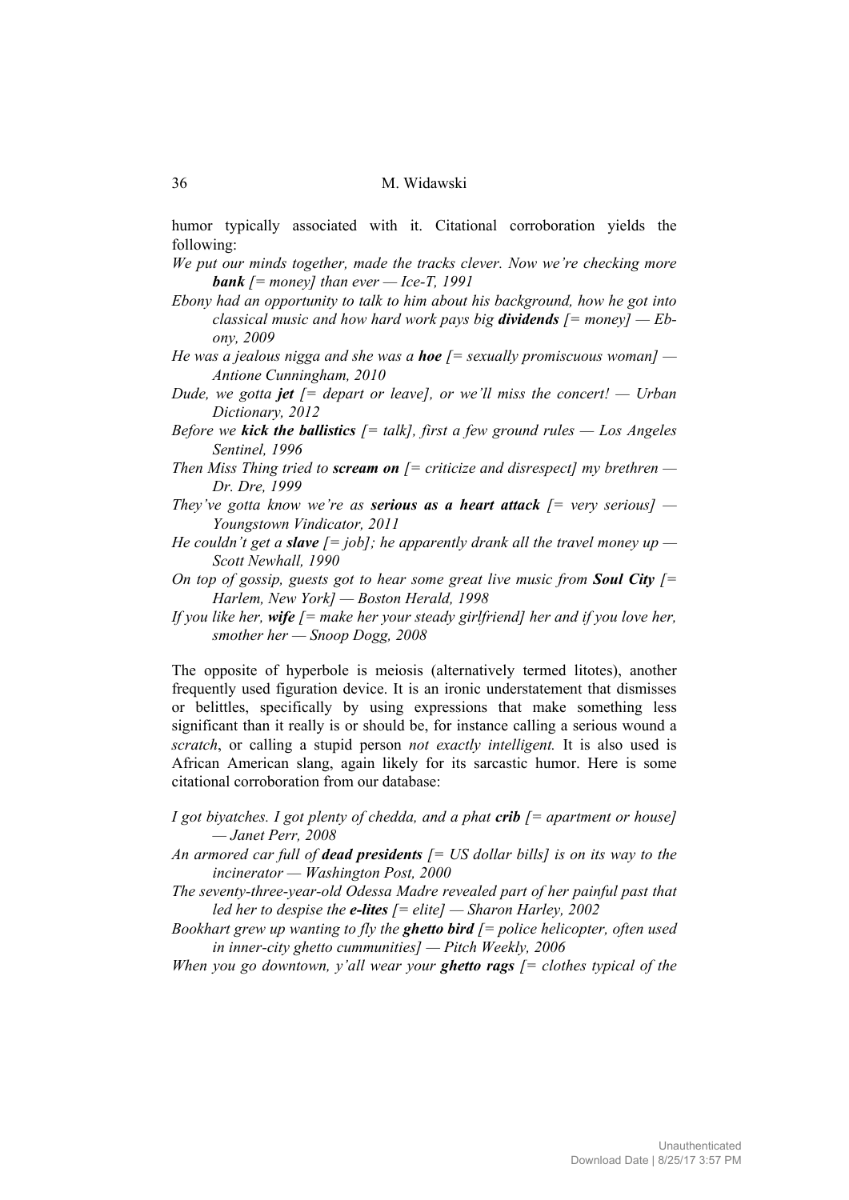humor typically associated with it. Citational corroboration yields the following:

*We put our minds together, made the tracks clever. Now we're checking more **bank** [= money] than ever — Ice-T, 1991*

*Ebony had an opportunity to talk to him about his background, how he got into classical music and how hard work pays big **dividends** [= money] — Ebony, 2009*

*He was a jealous nigga and she was a **hoe** [= sexually promiscuous woman] — Antione Cunningham, 2010*

*Dude, we gotta **jet** [= depart or leave], or we'll miss the concert! — Urban Dictionary, 2012*

*Before we **kick the ballistics** [= talk], first a few ground rules — Los Angeles Sentinel, 1996*

*Then Miss Thing tried to **scream on** [= criticize and disrespect] my brethren — Dr. Dre, 1999*

*They've gotta know we're as **serious as a heart attack** [= very serious] — Youngstown Vindicator, 2011*

*He couldn't get a **slave** [= job]; he apparently drank all the travel money up — Scott Newhall, 1990*

*On top of gossip, guests got to hear some great live music from **Soul City** [= Harlem, New York] — Boston Herald, 1998*

*If you like her, **wife** [= make her your steady girlfriend] her and if you love her, smother her — Snoop Dogg, 2008*

The opposite of hyperbole is meiosis (alternatively termed litotes), another frequently used figuration device. It is an ironic understatement that dismisses or belittles, specifically by using expressions that make something less significant than it really is or should be, for instance calling a serious wound a *scratch*, or calling a stupid person *not exactly intelligent.* It is also used is African American slang, again likely for its sarcastic humor. Here is some citational corroboration from our database:

*I got biyatches. I got plenty of chedda, and a phat **crib** [= apartment or house] — Janet Perr, 2008*

*An armored car full of **dead presidents** [= US dollar bills] is on its way to the incinerator — Washington Post, 2000*

*The seventy-three-year-old Odessa Madre revealed part of her painful past that led her to despise the **e-lites** [= elite] — Sharon Harley, 2002*

*Bookhart grew up wanting to fly the **ghetto bird** [= police helicopter, often used in inner-city ghetto cummunities] — Pitch Weekly, 2006*

*When you go downtown, y'all wear your **ghetto rags** [= clothes typical of the*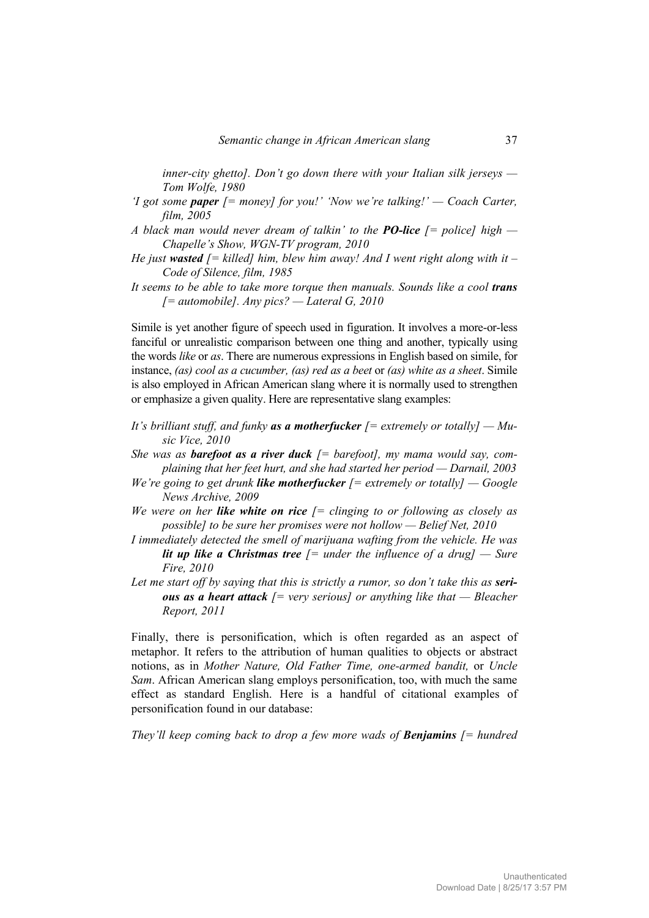*inner-city ghetto]. Don't go down there with your Italian silk jerseys — Tom Wolfe, 1980*

*'I got some **paper** [= money] for you!' 'Now we're talking!' — Coach Carter, film, 2005*

*A black man would never dream of talkin' to the **PO-lice** [= police] high — Chapelle's Show, WGN-TV program, 2010*

*He just **wasted** [= killed] him, blew him away! And I went right along with it – Code of Silence, film, 1985*

*It seems to be able to take more torque then manuals. Sounds like a cool **trans** [= automobile]. Any pics? — Lateral G, 2010*

Simile is yet another figure of speech used in figuration. It involves a more-or-less fanciful or unrealistic comparison between one thing and another, typically using the words *like* or *as*. There are numerous expressions in English based on simile, for instance, *(as) cool as a cucumber, (as) red as a beet* or *(as) white as a sheet*. Simile is also employed in African American slang where it is normally used to strengthen or emphasize a given quality. Here are representative slang examples:

*It's brilliant stuff, and funky **as a motherfucker** [= extremely or totally] — Music Vice, 2010*

*She was as **barefoot as a river duck** [= barefoot], my mama would say, complaining that her feet hurt, and she had started her period — Darnail, 2003*

*We're going to get drunk **like motherfucker** [= extremely or totally] — Google News Archive, 2009*

*We were on her **like white on rice** [= clinging to or following as closely as possible] to be sure her promises were not hollow — Belief Net, 2010*

*I immediately detected the smell of marijuana wafting from the vehicle. He was **lit up like a Christmas tree** [= under the influence of a drug] — Sure Fire, 2010*

*Let me start off by saying that this is strictly a rumor, so don't take this as **serious as a heart attack** [= very serious] or anything like that — Bleacher Report, 2011*

Finally, there is personification, which is often regarded as an aspect of metaphor. It refers to the attribution of human qualities to objects or abstract notions, as in *Mother Nature, Old Father Time, one-armed bandit,* or *Uncle Sam*. African American slang employs personification, too, with much the same effect as standard English. Here is a handful of citational examples of personification found in our database:

*They'll keep coming back to drop a few more wads of **Benjamins** [= hundred*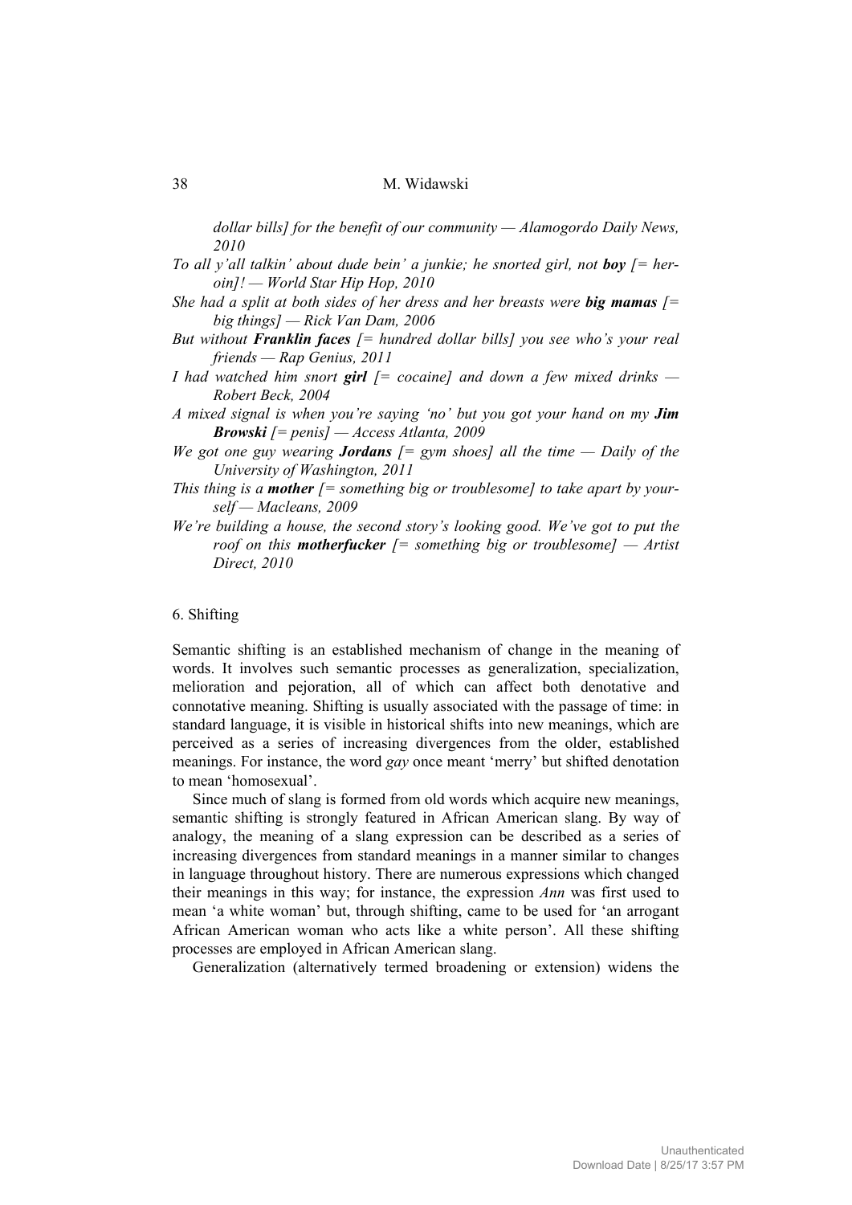*dollar bills] for the benefit of our community — Alamogordo Daily News, 2010*

*To all y'all talkin' about dude bein' a junkie; he snorted girl, not* ***boy*** *[= heroin]! — World Star Hip Hop, 2010*

*She had a split at both sides of her dress and her breasts were* ***big mamas*** *[= big things] — Rick Van Dam, 2006*

*But without* ***Franklin faces*** *[= hundred dollar bills] you see who's your real friends — Rap Genius, 2011*

*I had watched him snort* ***girl*** *[= cocaine] and down a few mixed drinks — Robert Beck, 2004*

*A mixed signal is when you're saying 'no' but you got your hand on my* ***Jim Browski*** *[= penis] — Access Atlanta, 2009*

*We got one guy wearing* ***Jordans*** *[= gym shoes] all the time — Daily of the University of Washington, 2011*

*This thing is a* ***mother*** *[= something big or troublesome] to take apart by yourself — Macleans, 2009*

*We're building a house, the second story's looking good. We've got to put the roof on this* ***motherfucker*** *[= something big or troublesome] — Artist Direct, 2010*

## 6. Shifting

Semantic shifting is an established mechanism of change in the meaning of words. It involves such semantic processes as generalization, specialization, melioration and pejoration, all of which can affect both denotative and connotative meaning. Shifting is usually associated with the passage of time: in standard language, it is visible in historical shifts into new meanings, which are perceived as a series of increasing divergences from the older, established meanings. For instance, the word *gay* once meant 'merry' but shifted denotation to mean 'homosexual'.

Since much of slang is formed from old words which acquire new meanings, semantic shifting is strongly featured in African American slang. By way of analogy, the meaning of a slang expression can be described as a series of increasing divergences from standard meanings in a manner similar to changes in language throughout history. There are numerous expressions which changed their meanings in this way; for instance, the expression *Ann* was first used to mean 'a white woman' but, through shifting, came to be used for 'an arrogant African American woman who acts like a white person'. All these shifting processes are employed in African American slang.

Generalization (alternatively termed broadening or extension) widens the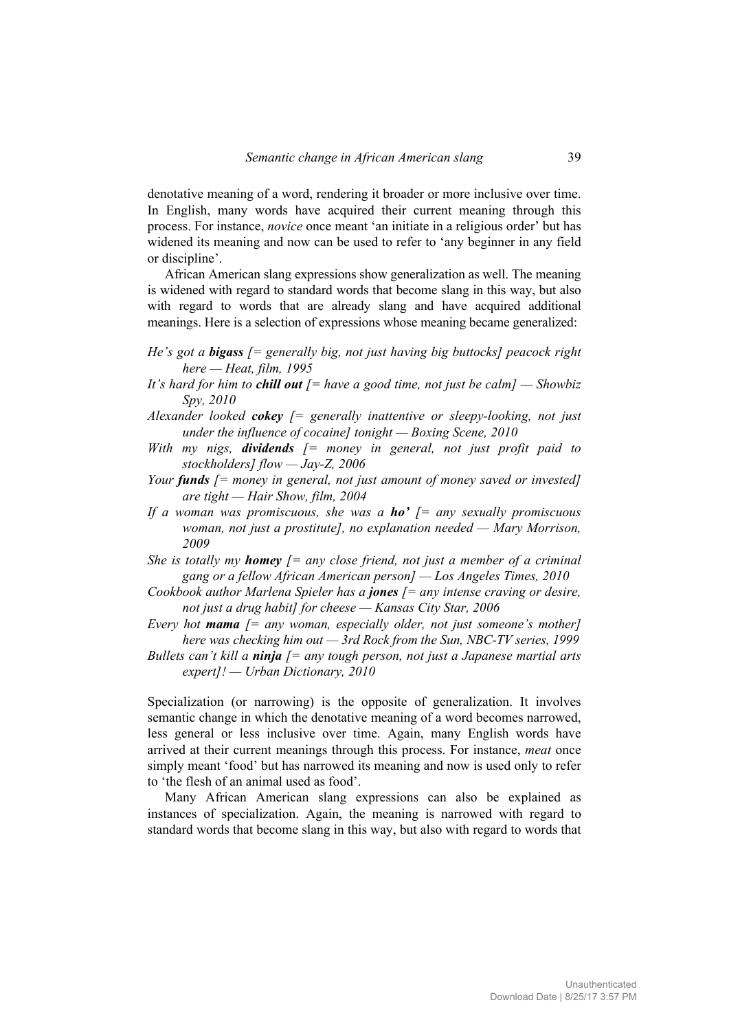denotative meaning of a word, rendering it broader or more inclusive over time. In English, many words have acquired their current meaning through this process. For instance, *novice* once meant 'an initiate in a religious order' but has widened its meaning and now can be used to refer to 'any beginner in any field or discipline'.

African American slang expressions show generalization as well. The meaning is widened with regard to standard words that become slang in this way, but also with regard to words that are already slang and have acquired additional meanings. Here is a selection of expressions whose meaning became generalized:

*He's got a **bigass** [= generally big, not just having big buttocks] peacock right here — Heat, film, 1995*

*It's hard for him to **chill out** [= have a good time, not just be calm] — Showbiz Spy, 2010*

*Alexander looked **cokey** [= generally inattentive or sleepy-looking, not just under the influence of cocaine] tonight — Boxing Scene, 2010*

*With my nigs, **dividends** [= money in general, not just profit paid to stockholders] flow — Jay-Z, 2006*

*Your **funds** [= money in general, not just amount of money saved or invested] are tight — Hair Show, film, 2004*

*If a woman was promiscuous, she was a **ho'** [= any sexually promiscuous woman, not just a prostitute], no explanation needed — Mary Morrison, 2009*

*She is totally my **homey** [= any close friend, not just a member of a criminal gang or a fellow African American person] — Los Angeles Times, 2010*

*Cookbook author Marlena Spieler has a **jones** [= any intense craving or desire, not just a drug habit] for cheese — Kansas City Star, 2006*

*Every hot **mama** [= any woman, especially older, not just someone's mother] here was checking him out — 3rd Rock from the Sun, NBC-TV series, 1999*

*Bullets can't kill a **ninja** [= any tough person, not just a Japanese martial arts expert]! — Urban Dictionary, 2010*

Specialization (or narrowing) is the opposite of generalization. It involves semantic change in which the denotative meaning of a word becomes narrowed, less general or less inclusive over time. Again, many English words have arrived at their current meanings through this process. For instance, *meat* once simply meant 'food' but has narrowed its meaning and now is used only to refer to 'the flesh of an animal used as food'.

Many African American slang expressions can also be explained as instances of specialization. Again, the meaning is narrowed with regard to standard words that become slang in this way, but also with regard to words that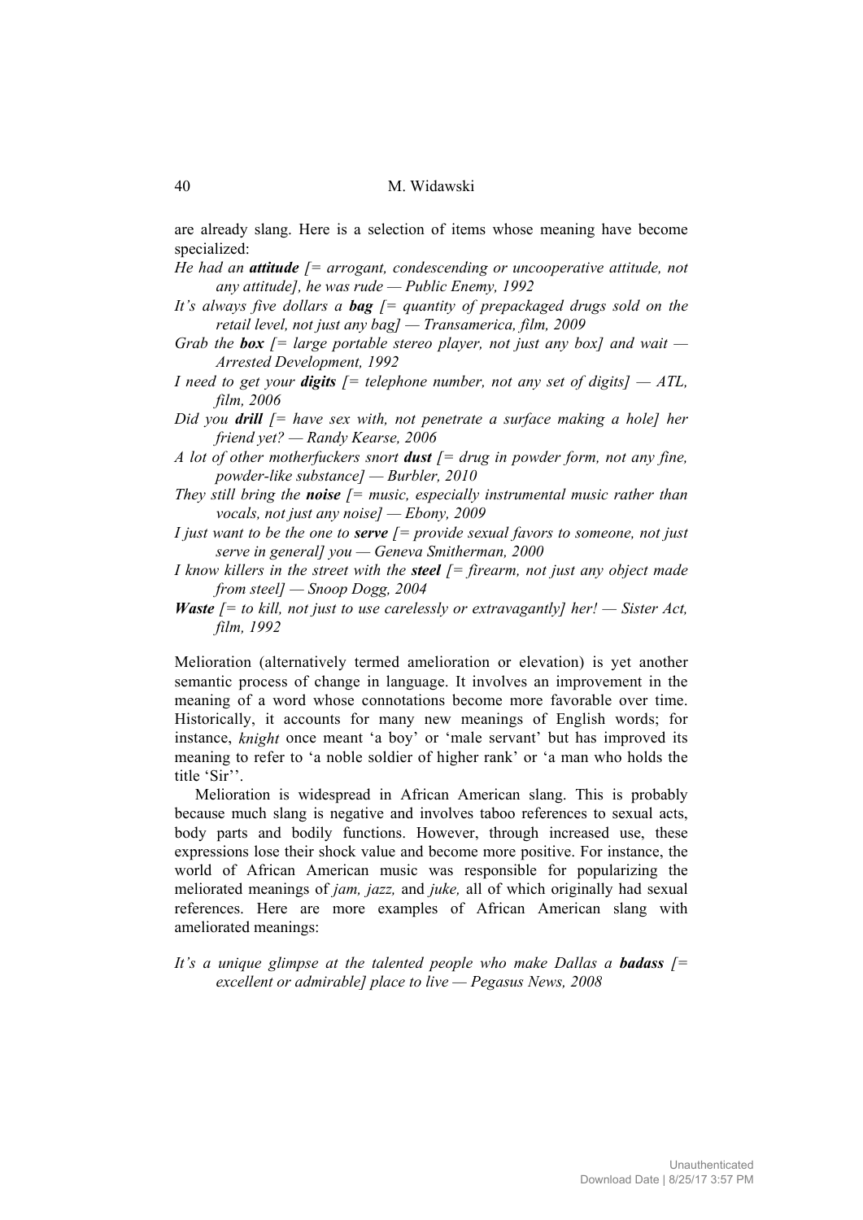are already slang. Here is a selection of items whose meaning have become specialized:

*He had an **attitude** [= arrogant, condescending or uncooperative attitude, not any attitude], he was rude — Public Enemy, 1992*

*It's always five dollars a **bag** [= quantity of prepackaged drugs sold on the retail level, not just any bag] — Transamerica, film, 2009*

*Grab the **box** [= large portable stereo player, not just any box] and wait — Arrested Development, 1992*

*I need to get your **digits** [= telephone number, not any set of digits] — ATL, film, 2006*

*Did you **drill** [= have sex with, not penetrate a surface making a hole] her friend yet? — Randy Kearse, 2006*

*A lot of other motherfuckers snort **dust** [= drug in powder form, not any fine, powder-like substance] — Burbler, 2010*

*They still bring the **noise** [= music, especially instrumental music rather than vocals, not just any noise] — Ebony, 2009*

*I just want to be the one to **serve** [= provide sexual favors to someone, not just serve in general] you — Geneva Smitherman, 2000*

*I know killers in the street with the **steel** [= firearm, not just any object made from steel] — Snoop Dogg, 2004*

***Waste** [= to kill, not just to use carelessly or extravagantly] her! — Sister Act, film, 1992*

Melioration (alternatively termed amelioration or elevation) is yet another semantic process of change in language. It involves an improvement in the meaning of a word whose connotations become more favorable over time. Historically, it accounts for many new meanings of English words; for instance, *knight* once meant 'a boy' or 'male servant' but has improved its meaning to refer to 'a noble soldier of higher rank' or 'a man who holds the title 'Sir''.

Melioration is widespread in African American slang. This is probably because much slang is negative and involves taboo references to sexual acts, body parts and bodily functions. However, through increased use, these expressions lose their shock value and become more positive. For instance, the world of African American music was responsible for popularizing the meliorated meanings of *jam, jazz,* and *juke,* all of which originally had sexual references. Here are more examples of African American slang with ameliorated meanings:

*It's a unique glimpse at the talented people who make Dallas a **badass** [= excellent or admirable] place to live — Pegasus News, 2008*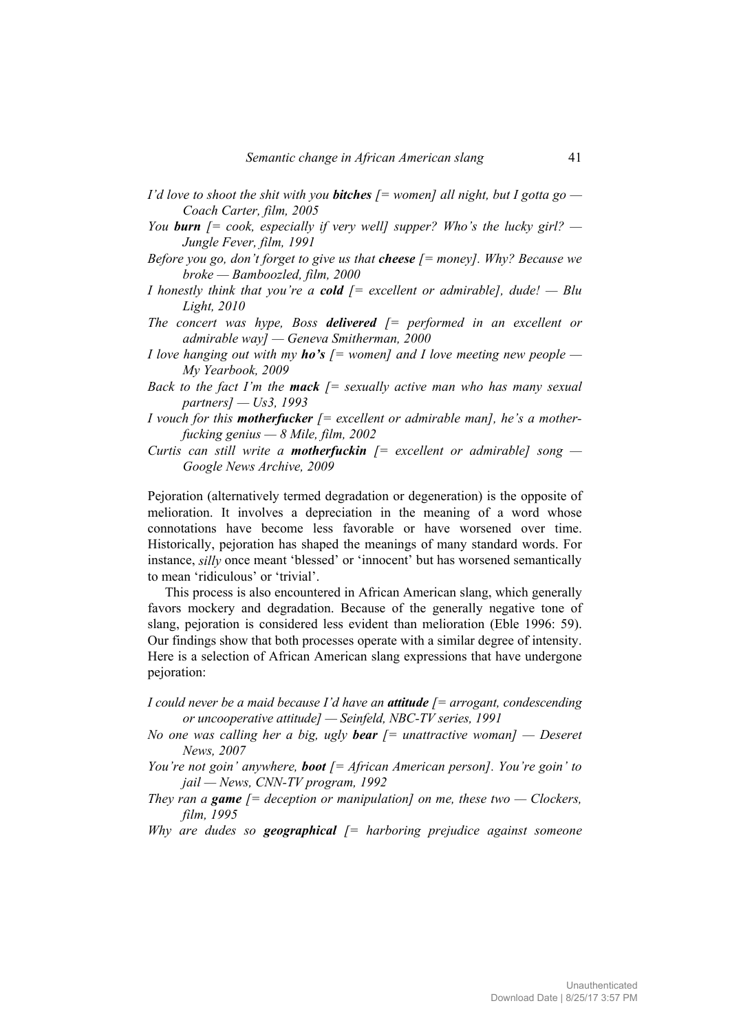*I'd love to shoot the shit with you* ***bitches*** *[= women] all night, but I gotta go — Coach Carter, film, 2005*

*You* ***burn*** *[= cook, especially if very well] supper? Who's the lucky girl? — Jungle Fever, film, 1991*

*Before you go, don't forget to give us that* ***cheese*** *[= money]. Why? Because we broke — Bamboozled, film, 2000*

*I honestly think that you're a* ***cold*** *[= excellent or admirable], dude! — Blu Light, 2010*

*The concert was hype, Boss* ***delivered*** *[= performed in an excellent or admirable way] — Geneva Smitherman, 2000*

*I love hanging out with my* ***ho's*** *[= women] and I love meeting new people — My Yearbook, 2009*

*Back to the fact I'm the* ***mack*** *[= sexually active man who has many sexual partners] — Us3, 1993*

*I vouch for this* ***motherfucker*** *[= excellent or admirable man], he's a motherfucking genius — 8 Mile, film, 2002*

*Curtis can still write a* ***motherfuckin*** *[= excellent or admirable] song — Google News Archive, 2009*

Pejoration (alternatively termed degradation or degeneration) is the opposite of melioration. It involves a depreciation in the meaning of a word whose connotations have become less favorable or have worsened over time. Historically, pejoration has shaped the meanings of many standard words. For instance, *silly* once meant 'blessed' or 'innocent' but has worsened semantically to mean 'ridiculous' or 'trivial'.

This process is also encountered in African American slang, which generally favors mockery and degradation. Because of the generally negative tone of slang, pejoration is considered less evident than melioration (Eble 1996: 59). Our findings show that both processes operate with a similar degree of intensity. Here is a selection of African American slang expressions that have undergone pejoration:

*I could never be a maid because I'd have an* ***attitude*** *[= arrogant, condescending or uncooperative attitude] — Seinfeld, NBC-TV series, 1991*

*No one was calling her a big, ugly* ***bear*** *[= unattractive woman] — Deseret News, 2007*

*You're not goin' anywhere,* ***boot*** *[= African American person]. You're goin' to jail — News, CNN-TV program, 1992*

*They ran a* ***game*** *[= deception or manipulation] on me, these two — Clockers, film, 1995*

*Why are dudes so* ***geographical*** *[= harboring prejudice against someone*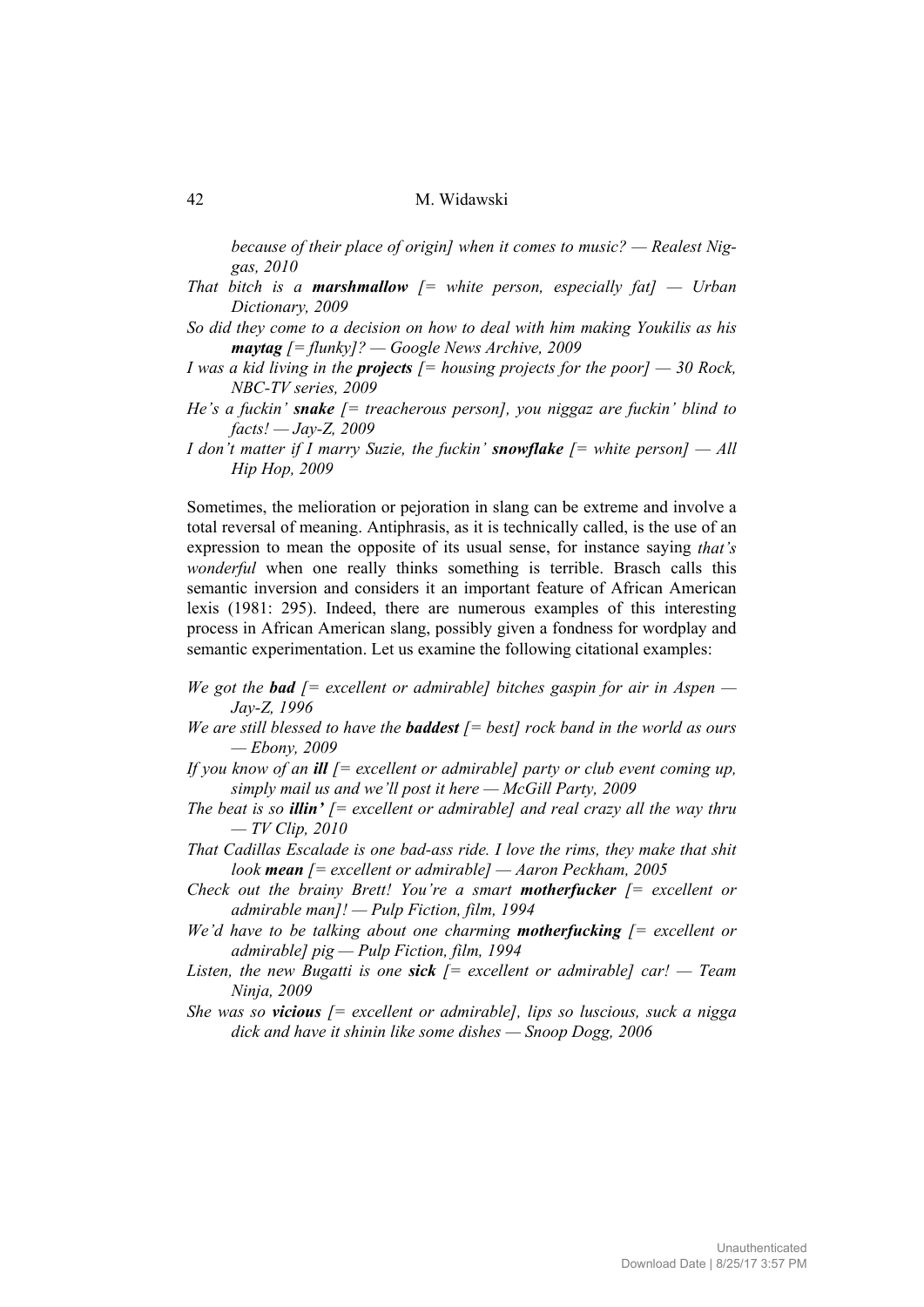*because of their place of origin] when it comes to music? — Realest Niggas, 2010*

*That bitch is a* ***marshmallow*** *[= white person, especially fat] — Urban Dictionary, 2009*

*So did they come to a decision on how to deal with him making Youkilis as his* ***maytag*** *[= flunky]? — Google News Archive, 2009*

*I was a kid living in the* ***projects*** *[= housing projects for the poor] — 30 Rock, NBC-TV series, 2009*

*He's a fuckin'* ***snake*** *[= treacherous person], you niggaz are fuckin' blind to facts! — Jay-Z, 2009*

*I don't matter if I marry Suzie, the fuckin'* ***snowflake*** *[= white person] — All Hip Hop, 2009*

Sometimes, the melioration or pejoration in slang can be extreme and involve a total reversal of meaning. Antiphrasis, as it is technically called, is the use of an expression to mean the opposite of its usual sense, for instance saying *that's wonderful* when one really thinks something is terrible. Brasch calls this semantic inversion and considers it an important feature of African American lexis (1981: 295). Indeed, there are numerous examples of this interesting process in African American slang, possibly given a fondness for wordplay and semantic experimentation. Let us examine the following citational examples:

*We got the* ***bad*** *[= excellent or admirable] bitches gaspin for air in Aspen — Jay-Z, 1996*

*We are still blessed to have the* ***baddest*** *[= best] rock band in the world as ours — Ebony, 2009*

*If you know of an* ***ill*** *[= excellent or admirable] party or club event coming up, simply mail us and we'll post it here — McGill Party, 2009*

*The beat is so* ***illin'*** *[= excellent or admirable] and real crazy all the way thru — TV Clip, 2010*

*That Cadillas Escalade is one bad-ass ride. I love the rims, they make that shit look* ***mean*** *[= excellent or admirable] — Aaron Peckham, 2005*

*Check out the brainy Brett! You're a smart* ***motherfucker*** *[= excellent or admirable man]! — Pulp Fiction, film, 1994*

*We'd have to be talking about one charming* ***motherfucking*** *[= excellent or admirable] pig — Pulp Fiction, film, 1994*

*Listen, the new Bugatti is one* ***sick*** *[= excellent or admirable] car! — Team Ninja, 2009*

*She was so* ***vicious*** *[= excellent or admirable], lips so luscious, suck a nigga dick and have it shinin like some dishes — Snoop Dogg, 2006*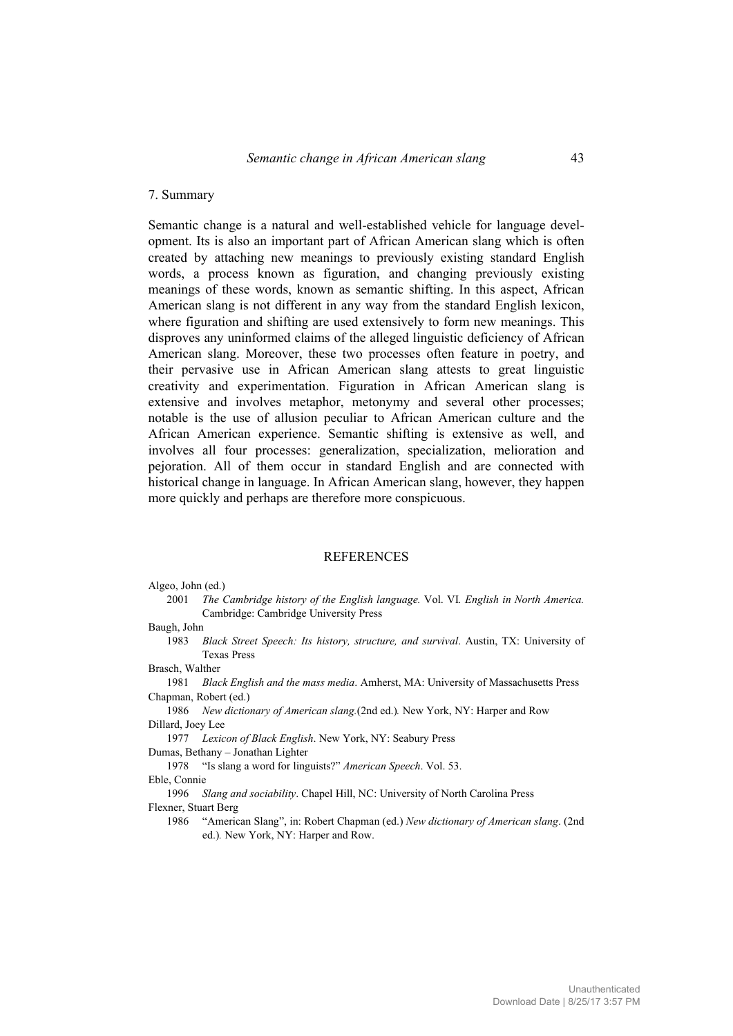## 7. Summary

Semantic change is a natural and well-established vehicle for language development. Its is also an important part of African American slang which is often created by attaching new meanings to previously existing standard English words, a process known as figuration, and changing previously existing meanings of these words, known as semantic shifting. In this aspect, African American slang is not different in any way from the standard English lexicon, where figuration and shifting are used extensively to form new meanings. This disproves any uninformed claims of the alleged linguistic deficiency of African American slang. Moreover, these two processes often feature in poetry, and their pervasive use in African American slang attests to great linguistic creativity and experimentation. Figuration in African American slang is extensive and involves metaphor, metonymy and several other processes; notable is the use of allusion peculiar to African American culture and the African American experience. Semantic shifting is extensive as well, and involves all four processes: generalization, specialization, melioration and pejoration. All of them occur in standard English and are connected with historical change in language. In African American slang, however, they happen more quickly and perhaps are therefore more conspicuous.

## REFERENCES

Algeo, John (ed.)
2001 *The Cambridge history of the English language.* Vol. VI*. English in North America.* Cambridge: Cambridge University Press

Baugh, John
1983 *Black Street Speech: Its history, structure, and survival*. Austin, TX: University of Texas Press

Brasch, Walther
1981 *Black English and the mass media*. Amherst, MA: University of Massachusetts Press

Chapman, Robert (ed.)
1986 *New dictionary of American slang.*(2nd ed.)*.* New York, NY: Harper and Row

Dillard, Joey Lee
1977 *Lexicon of Black English*. New York, NY: Seabury Press

Dumas, Bethany – Jonathan Lighter
1978 "Is slang a word for linguists?" *American Speech*. Vol. 53.

Eble, Connie
1996 *Slang and sociability*. Chapel Hill, NC: University of North Carolina Press

Flexner, Stuart Berg
1986 "American Slang", in: Robert Chapman (ed.) *New dictionary of American slang*. (2nd ed.)*.* New York, NY: Harper and Row.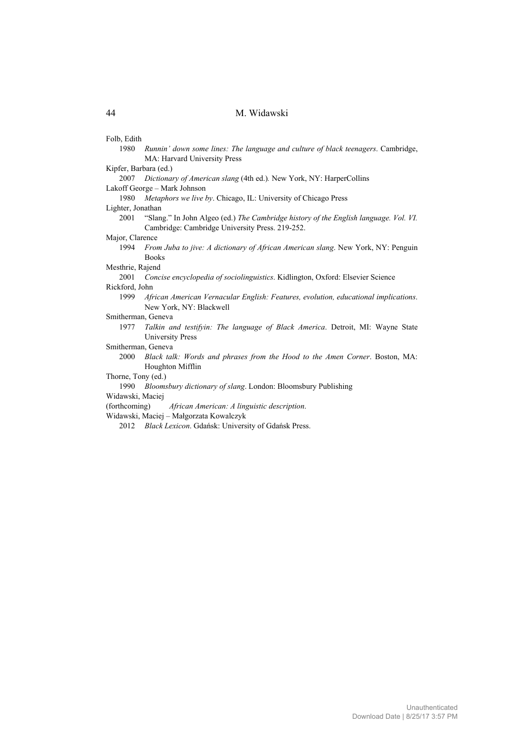Folb, Edith

1980 *Runnin' down some lines: The language and culture of black teenagers*. Cambridge, MA: Harvard University Press

Kipfer, Barbara (ed.)

2007 *Dictionary of American slang* (4th ed.)*.* New York, NY: HarperCollins

Lakoff George – Mark Johnson

1980 *Metaphors we live by*. Chicago, IL: University of Chicago Press

Lighter, Jonathan

2001 "Slang." In John Algeo (ed.) *The Cambridge history of the English language. Vol. VI.* Cambridge: Cambridge University Press. 219-252.

Major, Clarence

1994 *From Juba to jive: A dictionary of African American slang*. New York, NY: Penguin Books

Mesthrie, Rajend

2001 *Concise encyclopedia of sociolinguistics*. Kidlington, Oxford: Elsevier Science

Rickford, John

1999 *African American Vernacular English: Features, evolution, educational implications*. New York, NY: Blackwell

Smitherman, Geneva

1977 *Talkin and testifyin: The language of Black America*. Detroit, MI: Wayne State University Press

Smitherman, Geneva

2000 *Black talk: Words and phrases from the Hood to the Amen Corner*. Boston, MA: Houghton Mifflin

Thorne, Tony (ed.)

1990 *Bloomsbury dictionary of slang*. London: Bloomsbury Publishing

Widawski, Maciej

(forthcoming) *African American: A linguistic description*.

Widawski, Maciej – Małgorzata Kowalczyk

2012 *Black Lexicon*. Gdańsk: University of Gdańsk Press.